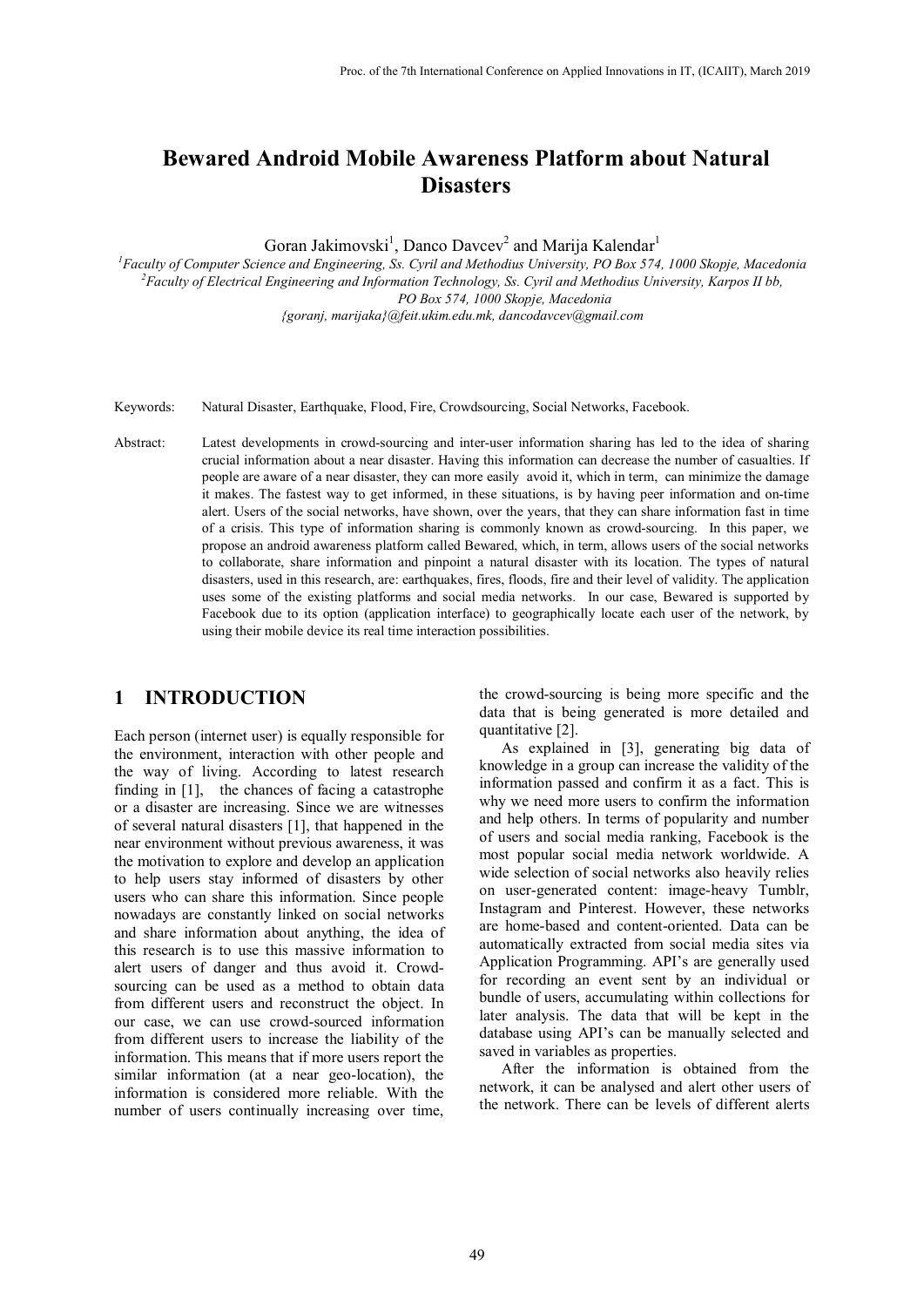# Bewared Android Mobile Awareness Platform about Natural Disasters

Goran Jakimovski[1], Danco Davcev[2] and Marija Kalendar[1]

[1]*Faculty of Computer Science and Engineering, Ss. Cyril and Methodius University, PO Box 574, 1000 Skopje, Macedonia*
[2]*Faculty of Electrical Engineering and Information Technology, Ss. Cyril and Methodius University, Karpos II bb, PO Box 574, 1000 Skopje, Macedonia*
*{goranj, marijaka}@feit.ukim.edu.mk, dancodavcev@gmail.com*

Keywords: Natural Disaster, Earthquake, Flood, Fire, Crowdsourcing, Social Networks, Facebook.

Abstract: Latest developments in crowd-sourcing and inter-user information sharing has led to the idea of sharing crucial information about a near disaster. Having this information can decrease the number of casualties. If people are aware of a near disaster, they can more easily avoid it, which in term, can minimize the damage it makes. The fastest way to get informed, in these situations, is by having peer information and on-time alert. Users of the social networks, have shown, over the years, that they can share information fast in time of a crisis. This type of information sharing is commonly known as crowd-sourcing. In this paper, we propose an android awareness platform called Bewared, which, in term, allows users of the social networks to collaborate, share information and pinpoint a natural disaster with its location. The types of natural disasters, used in this research, are: earthquakes, fires, floods, fire and their level of validity. The application uses some of the existing platforms and social media networks. In our case, Bewared is supported by Facebook due to its option (application interface) to geographically locate each user of the network, by using their mobile device its real time interaction possibilities.

## 1 INTRODUCTION

Each person (internet user) is equally responsible for the environment, interaction with other people and the way of living. According to latest research finding in [1], the chances of facing a catastrophe or a disaster are increasing. Since we are witnesses of several natural disasters [1], that happened in the near environment without previous awareness, it was the motivation to explore and develop an application to help users stay informed of disasters by other users who can share this information. Since people nowadays are constantly linked on social networks and share information about anything, the idea of this research is to use this massive information to alert users of danger and thus avoid it. Crowd-sourcing can be used as a method to obtain data from different users and reconstruct the object. In our case, we can use crowd-sourced information from different users to increase the liability of the information. This means that if more users report the similar information (at a near geo-location), the information is considered more reliable. With the number of users continually increasing over time, the crowd-sourcing is being more specific and the data that is being generated is more detailed and quantitative [2].

As explained in [3], generating big data of knowledge in a group can increase the validity of the information passed and confirm it as a fact. This is why we need more users to confirm the information and help others. In terms of popularity and number of users and social media ranking, Facebook is the most popular social media network worldwide. A wide selection of social networks also heavily relies on user-generated content: image-heavy Tumblr, Instagram and Pinterest. However, these networks are home-based and content-oriented. Data can be automatically extracted from social media sites via Application Programming. API's are generally used for recording an event sent by an individual or bundle of users, accumulating within collections for later analysis. The data that will be kept in the database using API's can be manually selected and saved in variables as properties.

After the information is obtained from the network, it can be analysed and alert other users of the network. There can be levels of different alerts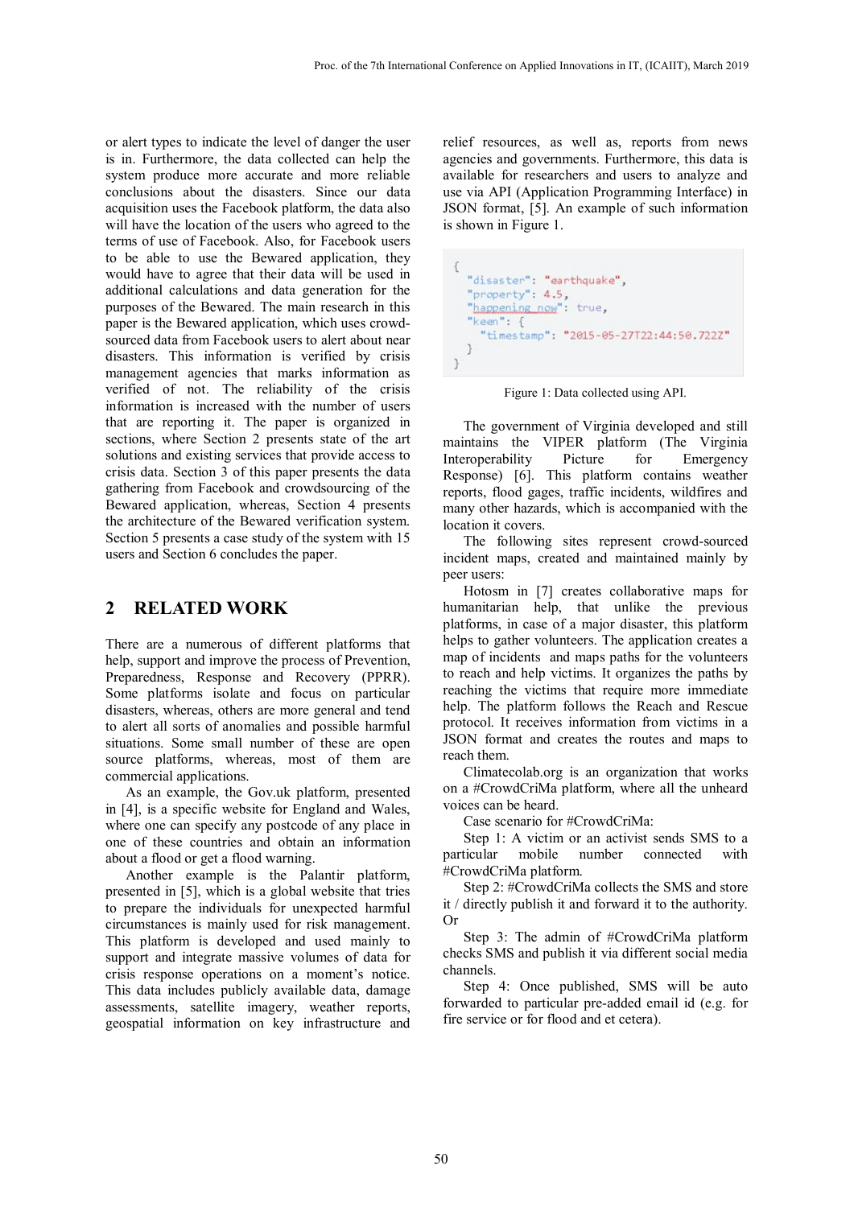or alert types to indicate the level of danger the user is in. Furthermore, the data collected can help the system produce more accurate and more reliable conclusions about the disasters. Since our data acquisition uses the Facebook platform, the data also will have the location of the users who agreed to the terms of use of Facebook. Also, for Facebook users to be able to use the Bewared application, they would have to agree that their data will be used in additional calculations and data generation for the purposes of the Bewared. The main research in this paper is the Bewared application, which uses crowd-sourced data from Facebook users to alert about near disasters. This information is verified by crisis management agencies that marks information as verified of not. The reliability of the crisis information is increased with the number of users that are reporting it. The paper is organized in sections, where Section 2 presents state of the art solutions and existing services that provide access to crisis data. Section 3 of this paper presents the data gathering from Facebook and crowdsourcing of the Bewared application, whereas, Section 4 presents the architecture of the Bewared verification system. Section 5 presents a case study of the system with 15 users and Section 6 concludes the paper.

## 2 RELATED WORK

There are a numerous of different platforms that help, support and improve the process of Prevention, Preparedness, Response and Recovery (PPRR). Some platforms isolate and focus on particular disasters, whereas, others are more general and tend to alert all sorts of anomalies and possible harmful situations. Some small number of these are open source platforms, whereas, most of them are commercial applications.

As an example, the Gov.uk platform, presented in [4], is a specific website for England and Wales, where one can specify any postcode of any place in one of these countries and obtain an information about a flood or get a flood warning.

Another example is the Palantir platform, presented in [5], which is a global website that tries to prepare the individuals for unexpected harmful circumstances is mainly used for risk management. This platform is developed and used mainly to support and integrate massive volumes of data for crisis response operations on a moment's notice. This data includes publicly available data, damage assessments, satellite imagery, weather reports, geospatial information on key infrastructure and relief resources, as well as, reports from news agencies and governments. Furthermore, this data is available for researchers and users to analyze and use via API (Application Programming Interface) in JSON format, [5]. An example of such information is shown in Figure 1.

```
{
  "disaster": "earthquake",
  "property": 4.5,
  "happening now": true,
  "keen": {
    "timestamp": "2015-05-27T22:44:50.722Z"
  }
}
```

Figure 1: Data collected using API.

The government of Virginia developed and still maintains the VIPER platform (The Virginia Interoperability Picture for Emergency Response) [6]. This platform contains weather reports, flood gages, traffic incidents, wildfires and many other hazards, which is accompanied with the location it covers.

The following sites represent crowd-sourced incident maps, created and maintained mainly by peer users:

Hotosm in [7] creates collaborative maps for humanitarian help, that unlike the previous platforms, in case of a major disaster, this platform helps to gather volunteers. The application creates a map of incidents and maps paths for the volunteers to reach and help victims. It organizes the paths by reaching the victims that require more immediate help. The platform follows the Reach and Rescue protocol. It receives information from victims in a JSON format and creates the routes and maps to reach them.

Climatecolab.org is an organization that works on a #CrowdCriMa platform, where all the unheard voices can be heard.

Case scenario for #CrowdCriMa:

Step 1: A victim or an activist sends SMS to a particular mobile number connected with #CrowdCriMa platform.

Step 2: #CrowdCriMa collects the SMS and store it / directly publish it and forward it to the authority. Or

Step 3: The admin of #CrowdCriMa platform checks SMS and publish it via different social media channels.

Step 4: Once published, SMS will be auto forwarded to particular pre-added email id (e.g. for fire service or for flood and et cetera).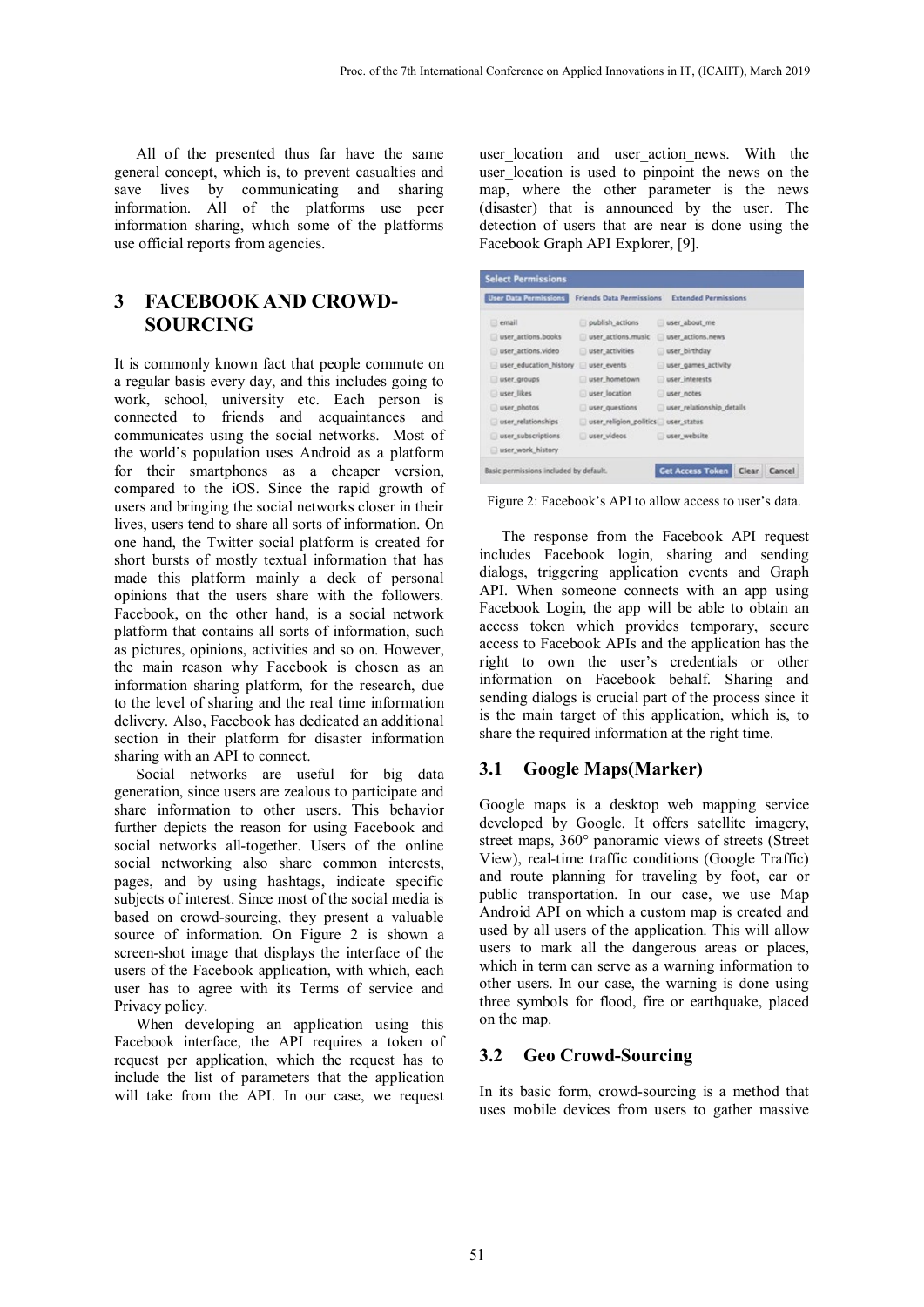All of the presented thus far have the same general concept, which is, to prevent casualties and save lives by communicating and sharing information. All of the platforms use peer information sharing, which some of the platforms use official reports from agencies.

# 3 FACEBOOK AND CROWD-SOURCING

It is commonly known fact that people commute on a regular basis every day, and this includes going to work, school, university etc. Each person is connected to friends and acquaintances and communicates using the social networks. Most of the world's population uses Android as a platform for their smartphones as a cheaper version, compared to the iOS. Since the rapid growth of users and bringing the social networks closer in their lives, users tend to share all sorts of information. On one hand, the Twitter social platform is created for short bursts of mostly textual information that has made this platform mainly a deck of personal opinions that the users share with the followers. Facebook, on the other hand, is a social network platform that contains all sorts of information, such as pictures, opinions, activities and so on. However, the main reason why Facebook is chosen as an information sharing platform, for the research, due to the level of sharing and the real time information delivery. Also, Facebook has dedicated an additional section in their platform for disaster information sharing with an API to connect.

Social networks are useful for big data generation, since users are zealous to participate and share information to other users. This behavior further depicts the reason for using Facebook and social networks all-together. Users of the online social networking also share common interests, pages, and by using hashtags, indicate specific subjects of interest. Since most of the social media is based on crowd-sourcing, they present a valuable source of information. On Figure 2 is shown a screen-shot image that displays the interface of the users of the Facebook application, with which, each user has to agree with its Terms of service and Privacy policy.

When developing an application using this Facebook interface, the API requires a token of request per application, which the request has to include the list of parameters that the application will take from the API. In our case, we request user_location and user_action_news. With the user_location is used to pinpoint the news on the map, where the other parameter is the news (disaster) that is announced by the user. The detection of users that are near is done using the Facebook Graph API Explorer, [9].

| Select Permissions | | |
|---|---|---|
| User Data Permissions | Friends Data Permissions | Extended Permissions |
| email | publish_actions | user_about_me |
| user_actions.books | user_actions.music | user_actions.news |
| user_actions.video | user_activities | user_birthday |
| user_education_history | user_events | user_games_activity |
| user_groups | user_hometown | user_interests |
| user_likes | user_location | user_notes |
| user_photos | user_questions | user_relationship_details |
| user_relationships | user_religion_politics | user_status |
| user_subscriptions | user_videos | user_website |
| user_work_history | | |

Basic permissions included by default. Get Access Token | Clear | Cancel

Figure 2: Facebook's API to allow access to user's data.

The response from the Facebook API request includes Facebook login, sharing and sending dialogs, triggering application events and Graph API. When someone connects with an app using Facebook Login, the app will be able to obtain an access token which provides temporary, secure access to Facebook APIs and the application has the right to own the user's credentials or other information on Facebook behalf. Sharing and sending dialogs is crucial part of the process since it is the main target of this application, which is, to share the required information at the right time.

## 3.1 Google Maps(Marker)

Google maps is a desktop web mapping service developed by Google. It offers satellite imagery, street maps, 360° panoramic views of streets (Street View), real-time traffic conditions (Google Traffic) and route planning for traveling by foot, car or public transportation. In our case, we use Map Android API on which a custom map is created and used by all users of the application. This will allow users to mark all the dangerous areas or places, which in term can serve as a warning information to other users. In our case, the warning is done using three symbols for flood, fire or earthquake, placed on the map.

## 3.2 Geo Crowd-Sourcing

In its basic form, crowd-sourcing is a method that uses mobile devices from users to gather massive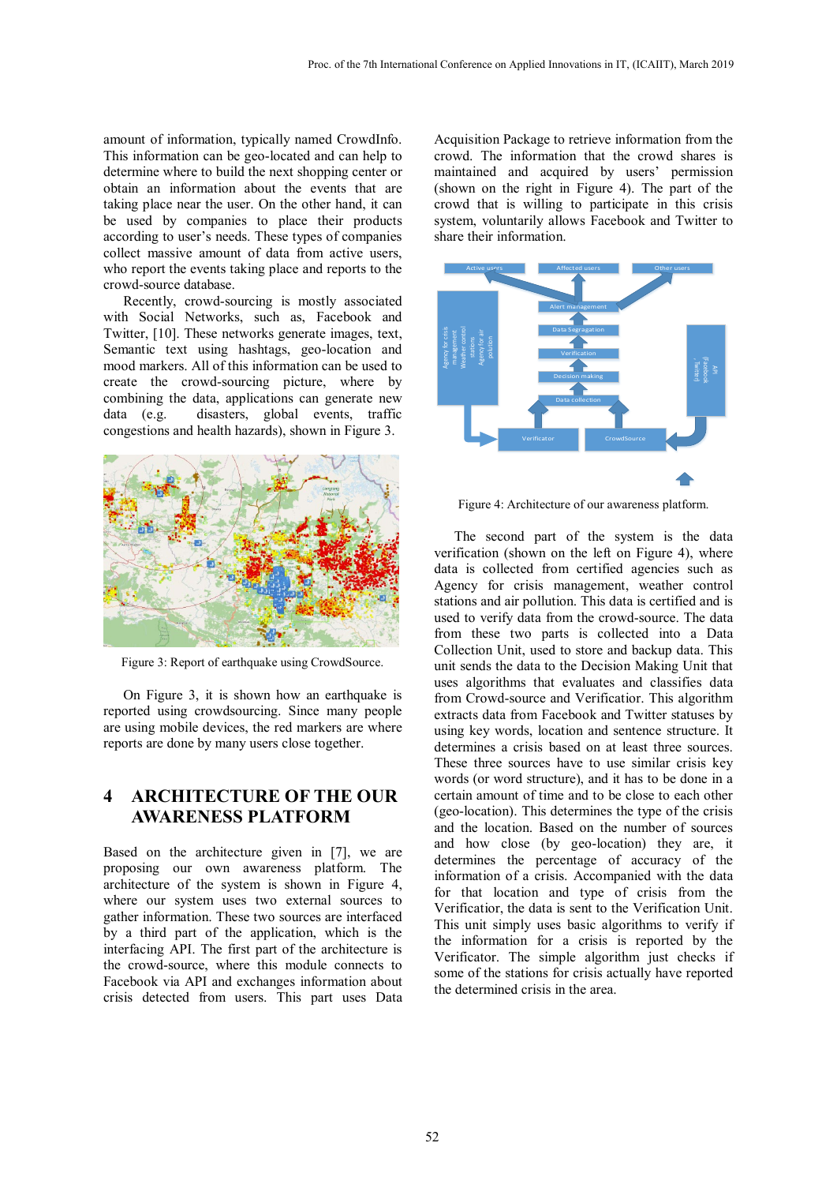amount of information, typically named CrowdInfo. This information can be geo-located and can help to determine where to build the next shopping center or obtain an information about the events that are taking place near the user. On the other hand, it can be used by companies to place their products according to user's needs. These types of companies collect massive amount of data from active users, who report the events taking place and reports to the crowd-source database.

Recently, crowd-sourcing is mostly associated with Social Networks, such as, Facebook and Twitter, [10]. These networks generate images, text, Semantic text using hashtags, geo-location and mood markers. All of this information can be used to create the crowd-sourcing picture, where by combining the data, applications can generate new data (e.g. disasters, global events, traffic congestions and health hazards), shown in Figure 3.

Figure 3: Report of earthquake using CrowdSource.

On Figure 3, it is shown how an earthquake is reported using crowdsourcing. Since many people are using mobile devices, the red markers are where reports are done by many users close together.

# 4 ARCHITECTURE OF THE OUR AWARENESS PLATFORM

Based on the architecture given in [7], we are proposing our own awareness platform. The architecture of the system is shown in Figure 4, where our system uses two external sources to gather information. These two sources are interfaced by a third part of the application, which is the interfacing API. The first part of the architecture is the crowd-source, where this module connects to Facebook via API and exchanges information about crisis detected from users. This part uses Data Acquisition Package to retrieve information from the crowd. The information that the crowd shares is maintained and acquired by users' permission (shown on the right in Figure 4). The part of the crowd that is willing to participate in this crisis system, voluntarily allows Facebook and Twitter to share their information.

Figure 4: Architecture of our awareness platform.

The second part of the system is the data verification (shown on the left on Figure 4), where data is collected from certified agencies such as Agency for crisis management, weather control stations and air pollution. This data is certified and is used to verify data from the crowd-source. The data from these two parts is collected into a Data Collection Unit, used to store and backup data. This unit sends the data to the Decision Making Unit that uses algorithms that evaluates and classifies data from Crowd-source and Verificator. This algorithm extracts data from Facebook and Twitter statuses by using key words, location and sentence structure. It determines a crisis based on at least three sources. These three sources have to use similar crisis key words (or word structure), and it has to be done in a certain amount of time and to be close to each other (geo-location). This determines the type of the crisis and the location. Based on the number of sources and how close (by geo-location) they are, it determines the percentage of accuracy of the information of a crisis. Accompanied with the data for that location and type of crisis from the Verificator, the data is sent to the Verification Unit. This unit simply uses basic algorithms to verify if the information for a crisis is reported by the Verificator. The simple algorithm just checks if some of the stations for crisis actually have reported the determined crisis in the area.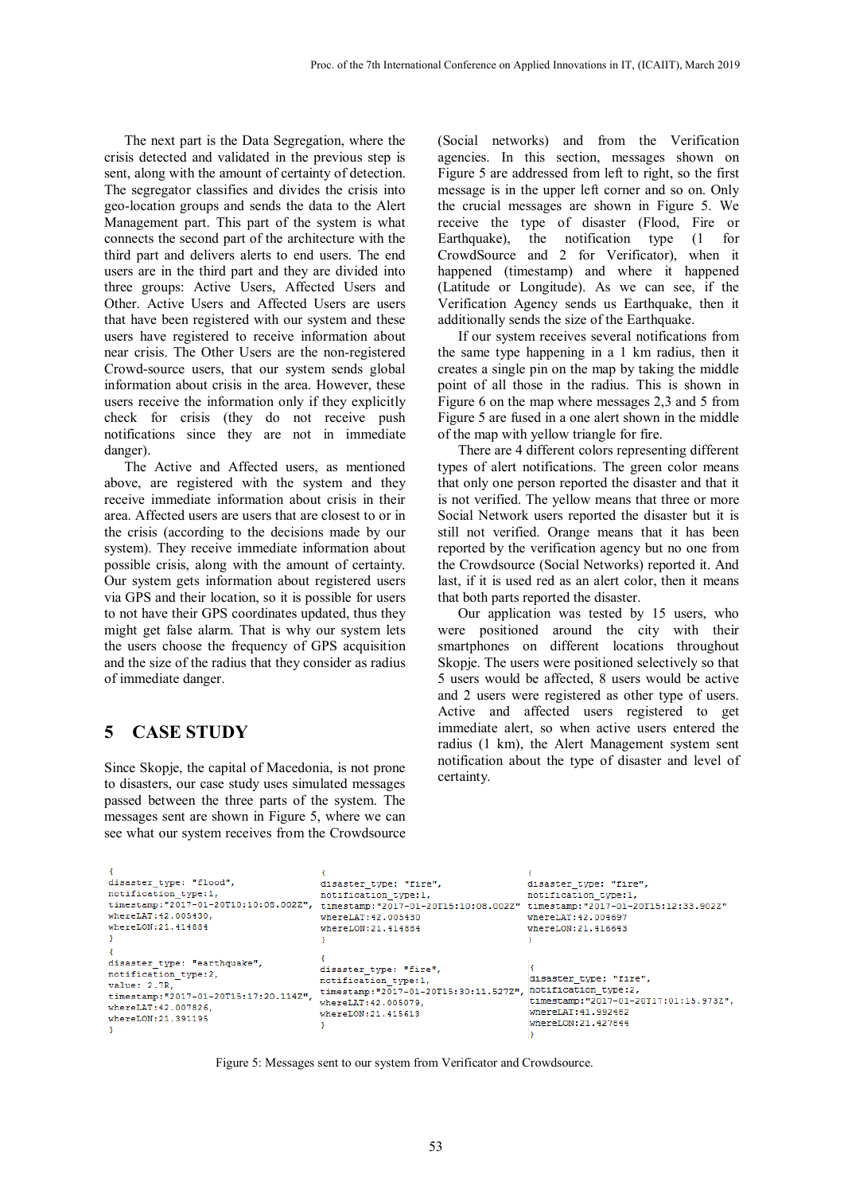The next part is the Data Segregation, where the crisis detected and validated in the previous step is sent, along with the amount of certainty of detection. The segregator classifies and divides the crisis into geo-location groups and sends the data to the Alert Management part. This part of the system is what connects the second part of the architecture with the third part and delivers alerts to end users. The end users are in the third part and they are divided into three groups: Active Users, Affected Users and Other. Active Users and Affected Users are users that have been registered with our system and these users have registered to receive information about near crisis. The Other Users are the non-registered Crowd-source users, that our system sends global information about crisis in the area. However, these users receive the information only if they explicitly check for crisis (they do not receive push notifications since they are not in immediate danger).

The Active and Affected users, as mentioned above, are registered with the system and they receive immediate information about crisis in their area. Affected users are users that are closest to or in the crisis (according to the decisions made by our system). They receive immediate information about possible crisis, along with the amount of certainty. Our system gets information about registered users via GPS and their location, so it is possible for users to not have their GPS coordinates updated, thus they might get false alarm. That is why our system lets the users choose the frequency of GPS acquisition and the size of the radius that they consider as radius of immediate danger.

## 5 CASE STUDY

Since Skopje, the capital of Macedonia, is not prone to disasters, our case study uses simulated messages passed between the three parts of the system. The messages sent are shown in Figure 5, where we can see what our system receives from the Crowdsource (Social networks) and from the Verification agencies. In this section, messages shown on Figure 5 are addressed from left to right, so the first message is in the upper left corner and so on. Only the crucial messages are shown in Figure 5. We receive the type of disaster (Flood, Fire or Earthquake), the notification type (1 for CrowdSource and 2 for Verificator), when it happened (timestamp) and where it happened (Latitude or Longitude). As we can see, if the Verification Agency sends us Earthquake, then it additionally sends the size of the Earthquake.

If our system receives several notifications from the same type happening in a 1 km radius, then it creates a single pin on the map by taking the middle point of all those in the radius. This is shown in Figure 6 on the map where messages 2,3 and 5 from Figure 5 are fused in a one alert shown in the middle of the map with yellow triangle for fire.

There are 4 different colors representing different types of alert notifications. The green color means that only one person reported the disaster and that it is not verified. The yellow means that three or more Social Network users reported the disaster but it is still not verified. Orange means that it has been reported by the verification agency but no one from the Crowdsource (Social Networks) reported it. And last, if it is used red as an alert color, then it means that both parts reported the disaster.

Our application was tested by 15 users, who were positioned around the city with their smartphones on different locations throughout Skopje. The users were positioned selectively so that 5 users would be affected, 8 users would be active and 2 users were registered as other type of users. Active and affected users registered to get immediate alert, so when active users entered the radius (1 km), the Alert Management system sent notification about the type of disaster and level of certainty.

```
{
disaster_type: "flood",
notification_type:1,
timestamp:"2017-01-20T10:10:08.002Z",
whereLAT:42.005430,
whereLON:21.414884
}
```

```
{
disaster_type: "fire",
notification_type:1,
timestamp:"2017-01-20T15:10:08.002Z",
whereLAT:42.005430,
whereLON:21.414884
}
```

```
{
disaster_type: "fire",
notification_type:1,
timestamp:"2017-01-20T15:12:33.902Z",
whereLAT:42.004697,
whereLON:21.416643
}
```

```
{
disaster_type: "earthquake",
notification_type:2,
value: 2.7R,
timestamp:"2017-01-20T15:17:20.114Z",
whereLAT:42.007826,
whereLON:21.391195
}
```

```
{
disaster_type: "fire",
notification_type:1,
timestamp:"2017-01-20T15:30:11.527Z",
whereLAT:42.005079,
whereLON:21.415613
}
```

```
{
disaster_type: "fire",
notification_type:2,
timestamp:"2017-01-20T17:01:15.973Z",
whereLAT:41.992482,
whereLON:21.427844
}
```

Figure 5: Messages sent to our system from Verificator and Crowdsource.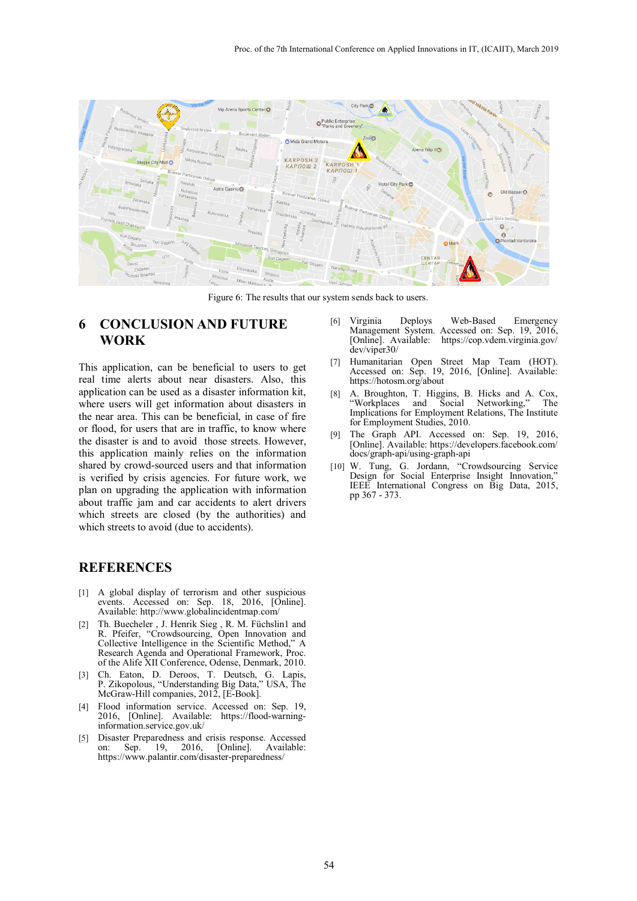Figure 6: The results that our system sends back to users.

## 6 CONCLUSION AND FUTURE WORK

This application, can be beneficial to users to get real time alerts about near disasters. Also, this application can be used as a disaster information kit, where users will get information about disasters in the near area. This can be beneficial, in case of fire or flood, for users that are in traffic, to know where the disaster is and to avoid those streets. However, this application mainly relies on the information shared by crowd-sourced users and that information is verified by crisis agencies. For future work, we plan on upgrading the application with information about traffic jam and car accidents to alert drivers which streets are closed (by the authorities) and which streets to avoid (due to accidents).

## REFERENCES

[1] A global display of terrorism and other suspicious events. Accessed on: Sep. 18, 2016, [Online]. Available: http://www.globalincidentmap.com/

[2] Th. Buecheler , J. Henrik Sieg , R. M. Füchslin1 and R. Pfeifer, "Crowdsourcing, Open Innovation and Collective Intelligence in the Scientific Method," A Research Agenda and Operational Framework, Proc. of the Alife XII Conference, Odense, Denmark, 2010.

[3] Ch. Eaton, D. Deroos, T. Deutsch, G. Lapis, P. Zikopolous, "Understanding Big Data," USA, The McGraw-Hill companies, 2012, [E-Book].

[4] Flood information service. Accessed on: Sep. 19, 2016, [Online]. Available: https://flood-warning-information.service.gov.uk/

[5] Disaster Preparedness and crisis response. Accessed on: Sep. 19, 2016, [Online]. Available: https://www.palantir.com/disaster-preparedness/

[6] Virginia Deploys Web-Based Emergency Management System. Accessed on: Sep. 19, 2016, [Online]. Available: https://cop.vdem.virginia.gov/dev/viper30/

[7] Humanitarian Open Street Map Team (HOT). Accessed on: Sep. 19, 2016, [Online]. Available: https://hotosm.org/about

[8] A. Broughton, T. Higgins, B. Hicks and A. Cox, "Workplaces and Social Networking," The Implications for Employment Relations, The Institute for Employment Studies, 2010.

[9] The Graph API. Accessed on: Sep. 19, 2016, [Online]. Available: https://developers.facebook.com/docs/graph-api/using-graph-api

[10] W. Tung, G. Jordann, "Crowdsourcing Service Design for Social Enterprise Insight Innovation," IEEE International Congress on Big Data, 2015, pp 367 - 373.